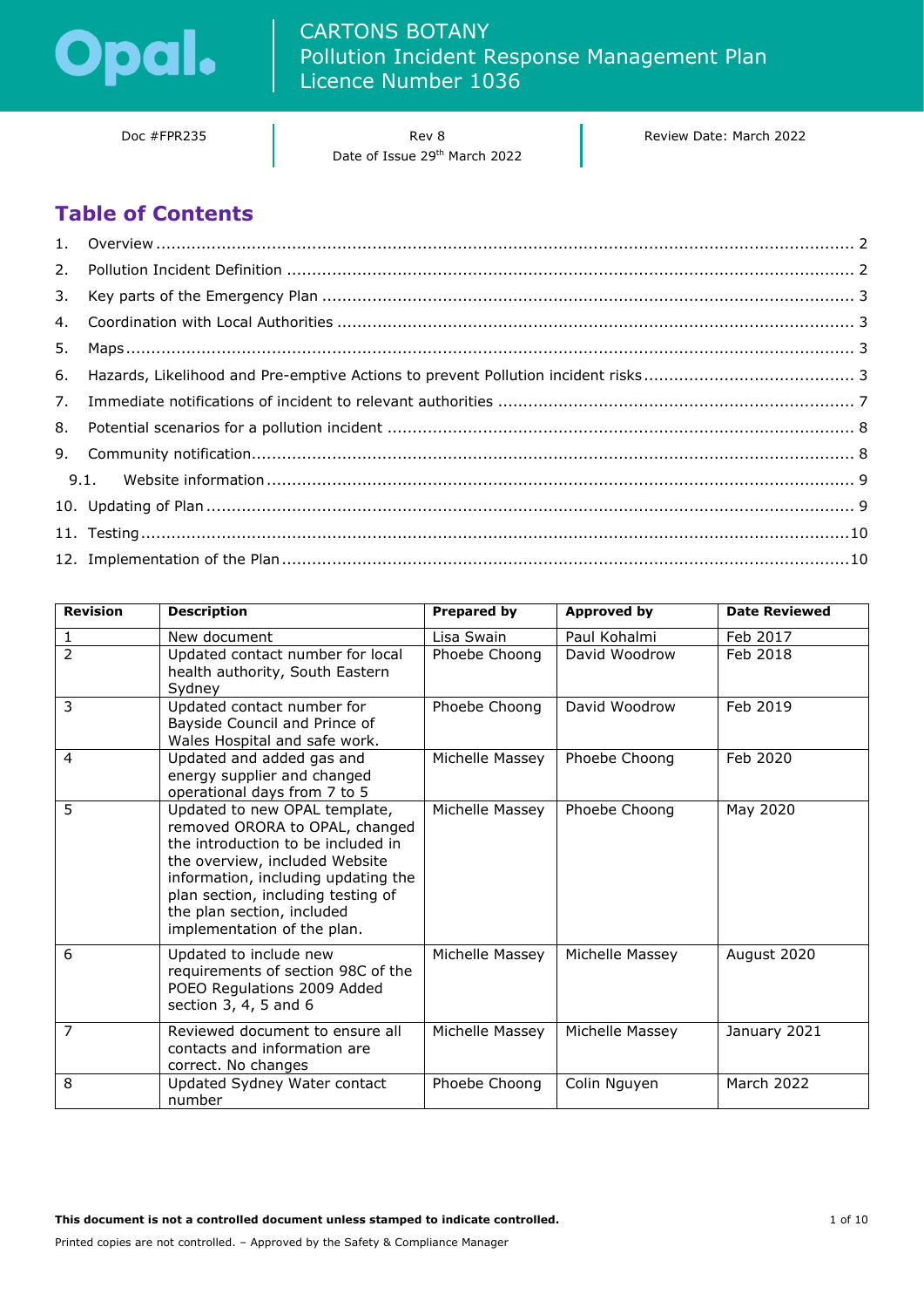# CARTONS BOTANY
# Pollution Incident Response Management Plan
# Licence Number 1036

| Doc #FPR235 | Rev 8<br>Date of Issue 29th March 2022 | Review Date: March 2022 |
|---|---|---|

## Table of Contents

1. Overview ..... 2
2. Pollution Incident Definition ..... 2
3. Key parts of the Emergency Plan ..... 3
4. Coordination with Local Authorities ..... 3
5. Maps ..... 3
6. Hazards, Likelihood and Pre-emptive Actions to prevent Pollution incident risks ..... 3
7. Immediate notifications of incident to relevant authorities ..... 7
8. Potential scenarios for a pollution incident ..... 8
9. Community notification ..... 8
   - 9.1. Website information ..... 9
10. Updating of Plan ..... 9
11. Testing ..... 10
12. Implementation of the Plan ..... 10

| Revision | Description | Prepared by | Approved by | Date Reviewed |
|---|---|---|---|---|
| 1 | New document | Lisa Swain | Paul Kohalmi | Feb 2017 |
| 2 | Updated contact number for local health authority, South Eastern Sydney | Phoebe Choong | David Woodrow | Feb 2018 |
| 3 | Updated contact number for Bayside Council and Prince of Wales Hospital and safe work. | Phoebe Choong | David Woodrow | Feb 2019 |
| 4 | Updated and added gas and energy supplier and changed operational days from 7 to 5 | Michelle Massey | Phoebe Choong | Feb 2020 |
| 5 | Updated to new OPAL template, removed ORORA to OPAL, changed the introduction to be included in the overview, included Website information, including updating the plan section, including testing of the plan section, included implementation of the plan. | Michelle Massey | Phoebe Choong | May 2020 |
| 6 | Updated to include new requirements of section 98C of the POEO Regulations 2009 Added section 3, 4, 5 and 6 | Michelle Massey | Michelle Massey | August 2020 |
| 7 | Reviewed document to ensure all contacts and information are correct. No changes | Michelle Massey | Michelle Massey | January 2021 |
| 8 | Updated Sydney Water contact number | Phoebe Choong | Colin Nguyen | March 2022 |

**This document is not a controlled document unless stamped to indicate controlled.**

Printed copies are not controlled. – Approved by the Safety & Compliance Manager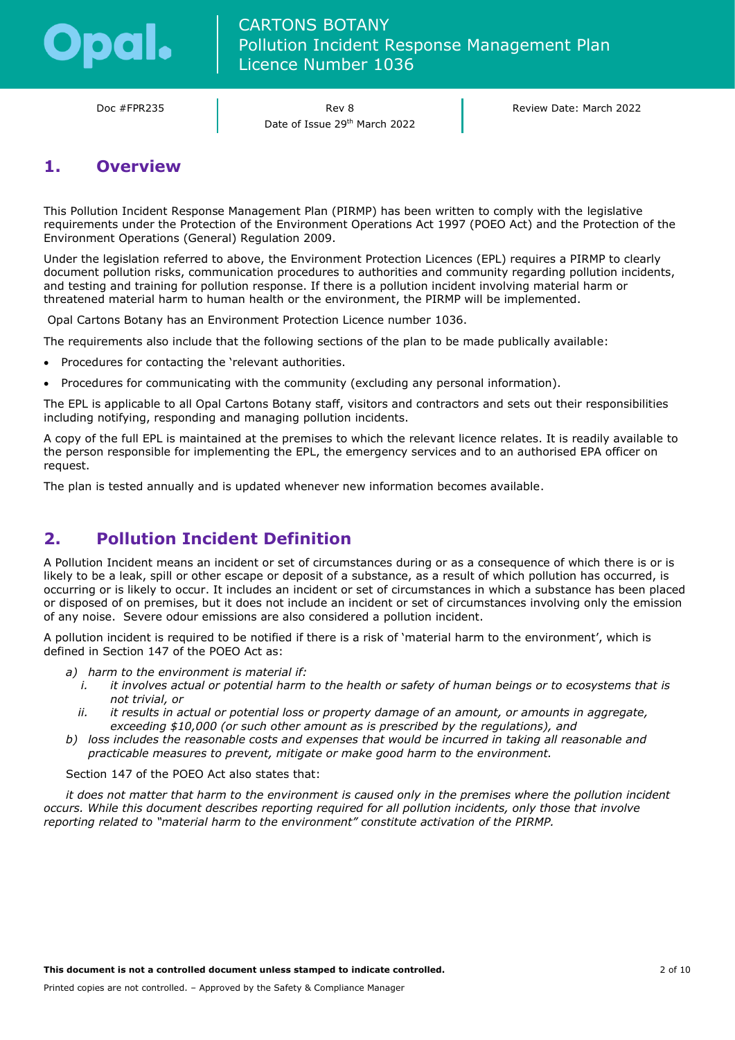# 1. Overview

This Pollution Incident Response Management Plan (PIRMP) has been written to comply with the legislative requirements under the Protection of the Environment Operations Act 1997 (POEO Act) and the Protection of the Environment Operations (General) Regulation 2009.

Under the legislation referred to above, the Environment Protection Licences (EPL) requires a PIRMP to clearly document pollution risks, communication procedures to authorities and community regarding pollution incidents, and testing and training for pollution response. If there is a pollution incident involving material harm or threatened material harm to human health or the environment, the PIRMP will be implemented.

Opal Cartons Botany has an Environment Protection Licence number 1036.

The requirements also include that the following sections of the plan to be made publically available:

- Procedures for contacting the 'relevant authorities.
- Procedures for communicating with the community (excluding any personal information).

The EPL is applicable to all Opal Cartons Botany staff, visitors and contractors and sets out their responsibilities including notifying, responding and managing pollution incidents.

A copy of the full EPL is maintained at the premises to which the relevant licence relates. It is readily available to the person responsible for implementing the EPL, the emergency services and to an authorised EPA officer on request.

The plan is tested annually and is updated whenever new information becomes available.

# 2. Pollution Incident Definition

A Pollution Incident means an incident or set of circumstances during or as a consequence of which there is or is likely to be a leak, spill or other escape or deposit of a substance, as a result of which pollution has occurred, is occurring or is likely to occur. It includes an incident or set of circumstances in which a substance has been placed or disposed of on premises, but it does not include an incident or set of circumstances involving only the emission of any noise. Severe odour emissions are also considered a pollution incident.

A pollution incident is required to be notified if there is a risk of 'material harm to the environment', which is defined in Section 147 of the POEO Act as:

*a) harm to the environment is material if:*
   *i. it involves actual or potential harm to the health or safety of human beings or to ecosystems that is not trivial, or*
   *ii. it results in actual or potential loss or property damage of an amount, or amounts in aggregate, exceeding $10,000 (or such other amount as is prescribed by the regulations), and*

*b) loss includes the reasonable costs and expenses that would be incurred in taking all reasonable and practicable measures to prevent, mitigate or make good harm to the environment.*

Section 147 of the POEO Act also states that:

*it does not matter that harm to the environment is caused only in the premises where the pollution incident occurs. While this document describes reporting required for all pollution incidents, only those that involve reporting related to "material harm to the environment" constitute activation of the PIRMP.*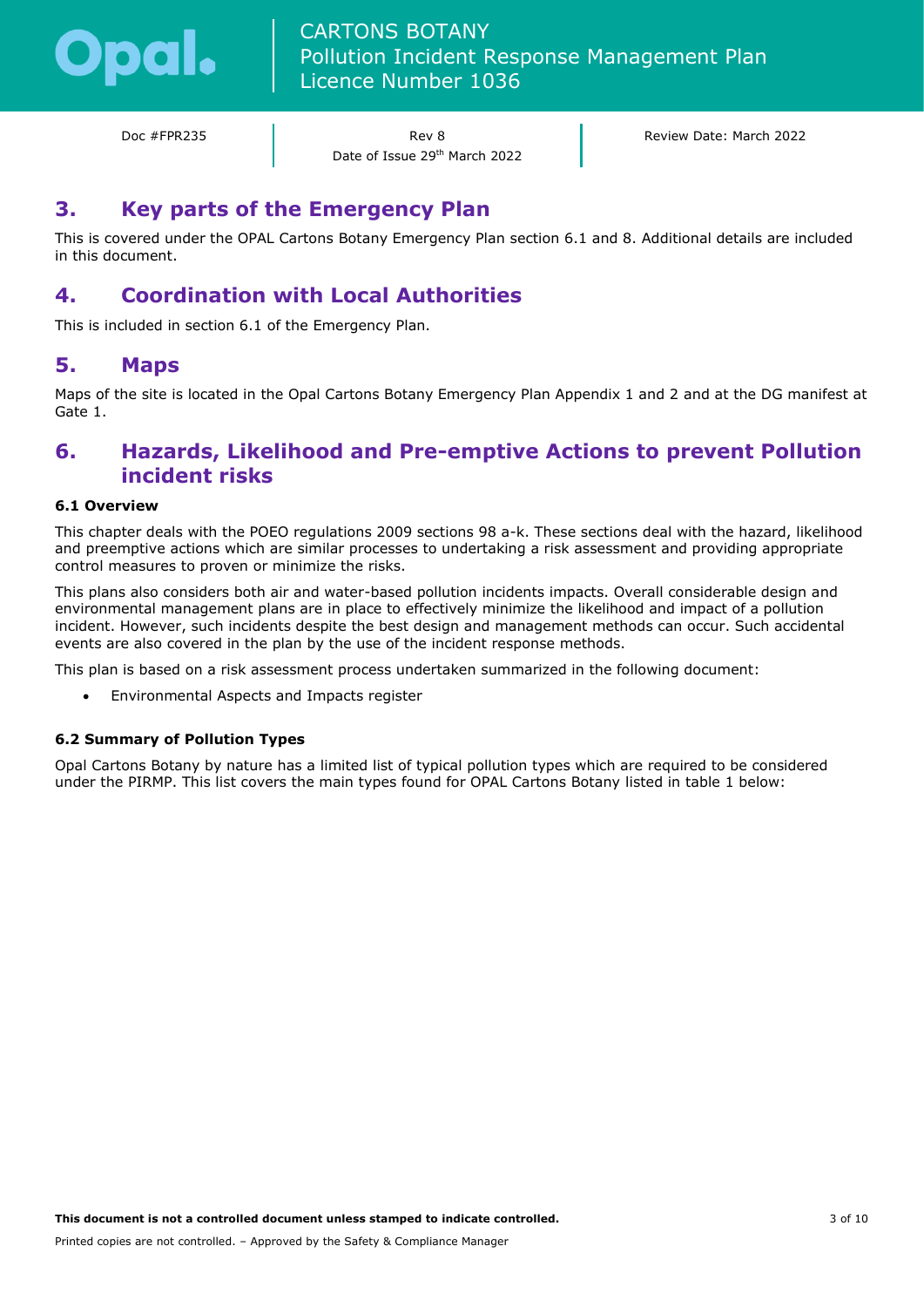## 3. Key parts of the Emergency Plan

This is covered under the OPAL Cartons Botany Emergency Plan section 6.1 and 8. Additional details are included in this document.

## 4. Coordination with Local Authorities

This is included in section 6.1 of the Emergency Plan.

## 5. Maps

Maps of the site is located in the Opal Cartons Botany Emergency Plan Appendix 1 and 2 and at the DG manifest at Gate 1.

## 6. Hazards, Likelihood and Pre-emptive Actions to prevent Pollution incident risks

### 6.1 Overview

This chapter deals with the POEO regulations 2009 sections 98 a-k. These sections deal with the hazard, likelihood and preemptive actions which are similar processes to undertaking a risk assessment and providing appropriate control measures to proven or minimize the risks.

This plans also considers both air and water-based pollution incidents impacts. Overall considerable design and environmental management plans are in place to effectively minimize the likelihood and impact of a pollution incident. However, such incidents despite the best design and management methods can occur. Such accidental events are also covered in the plan by the use of the incident response methods.

This plan is based on a risk assessment process undertaken summarized in the following document:

- Environmental Aspects and Impacts register

### 6.2 Summary of Pollution Types

Opal Cartons Botany by nature has a limited list of typical pollution types which are required to be considered under the PIRMP. This list covers the main types found for OPAL Cartons Botany listed in table 1 below: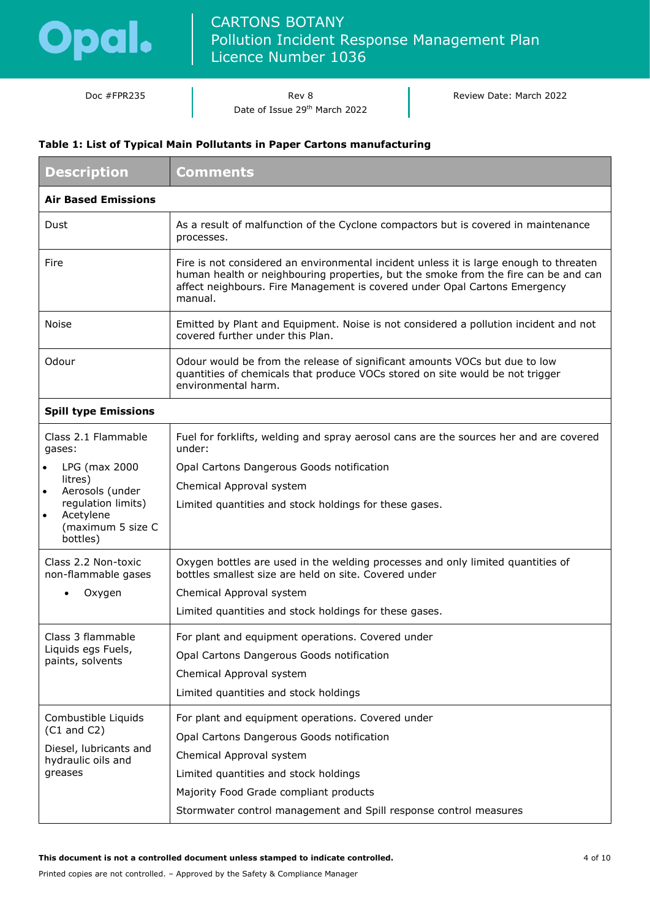**Table 1: List of Typical Main Pollutants in Paper Cartons manufacturing**

| Description | Comments |
|---|---|
| **Air Based Emissions** | |
| Dust | As a result of malfunction of the Cyclone compactors but is covered in maintenance processes. |
| Fire | Fire is not considered an environmental incident unless it is large enough to threaten human health or neighbouring properties, but the smoke from the fire can be and can affect neighbours. Fire Management is covered under Opal Cartons Emergency manual. |
| Noise | Emitted by Plant and Equipment. Noise is not considered a pollution incident and not covered further under this Plan. |
| Odour | Odour would be from the release of significant amounts VOCs but due to low quantities of chemicals that produce VOCs stored on site would be not trigger environmental harm. |
| **Spill type Emissions** | |
| Class 2.1 Flammable gases:<br>• LPG (max 2000 litres)<br>• Aerosols (under regulation limits)<br>• Acetylene (maximum 5 size C bottles) | Fuel for forklifts, welding and spray aerosol cans are the sources her and are covered under:<br>Opal Cartons Dangerous Goods notification<br>Chemical Approval system<br>Limited quantities and stock holdings for these gases. |
| Class 2.2 Non-toxic non-flammable gases<br>• Oxygen | Oxygen bottles are used in the welding processes and only limited quantities of bottles smallest size are held on site. Covered under<br>Chemical Approval system<br>Limited quantities and stock holdings for these gases. |
| Class 3 flammable Liquids egs Fuels, paints, solvents | For plant and equipment operations. Covered under<br>Opal Cartons Dangerous Goods notification<br>Chemical Approval system<br>Limited quantities and stock holdings |
| Combustible Liquids (C1 and C2)<br>Diesel, lubricants and hydraulic oils and greases | For plant and equipment operations. Covered under<br>Opal Cartons Dangerous Goods notification<br>Chemical Approval system<br>Limited quantities and stock holdings<br>Majority Food Grade compliant products<br>Stormwater control management and Spill response control measures |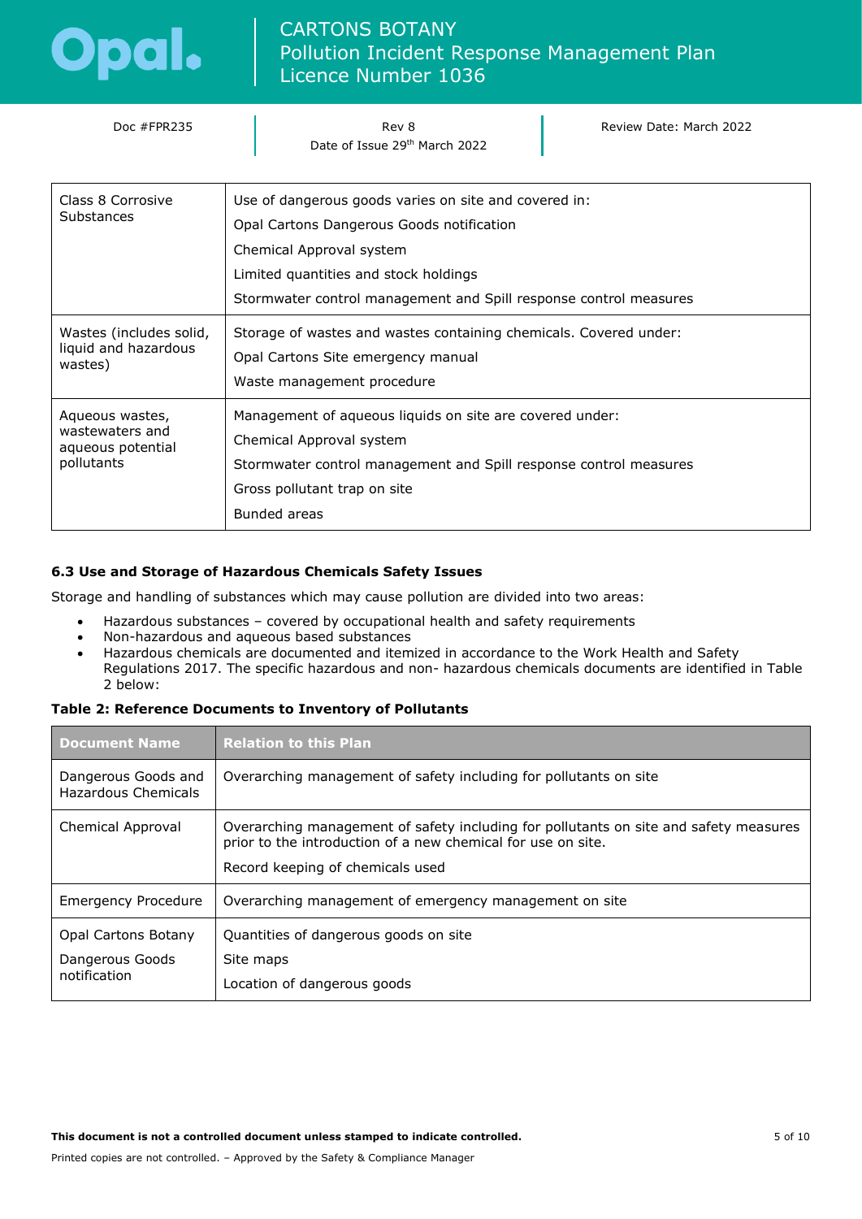| | |
|---|---|
| Class 8 Corrosive Substances | Use of dangerous goods varies on site and covered in:<br>Opal Cartons Dangerous Goods notification<br>Chemical Approval system<br>Limited quantities and stock holdings<br>Stormwater control management and Spill response control measures |
| Wastes (includes solid, liquid and hazardous wastes) | Storage of wastes and wastes containing chemicals. Covered under:<br>Opal Cartons Site emergency manual<br>Waste management procedure |
| Aqueous wastes, wastewaters and aqueous potential pollutants | Management of aqueous liquids on site are covered under:<br>Chemical Approval system<br>Stormwater control management and Spill response control measures<br>Gross pollutant trap on site<br>Bunded areas |

### 6.3 Use and Storage of Hazardous Chemicals Safety Issues

Storage and handling of substances which may cause pollution are divided into two areas:

- Hazardous substances – covered by occupational health and safety requirements
- Non-hazardous and aqueous based substances
- Hazardous chemicals are documented and itemized in accordance to the Work Health and Safety Regulations 2017. The specific hazardous and non- hazardous chemicals documents are identified in Table 2 below:

**Table 2: Reference Documents to Inventory of Pollutants**

| Document Name | Relation to this Plan |
|---|---|
| Dangerous Goods and Hazardous Chemicals | Overarching management of safety including for pollutants on site |
| Chemical Approval | Overarching management of safety including for pollutants on site and safety measures prior to the introduction of a new chemical for use on site.<br>Record keeping of chemicals used |
| Emergency Procedure | Overarching management of emergency management on site |
| Opal Cartons Botany Dangerous Goods notification | Quantities of dangerous goods on site<br>Site maps<br>Location of dangerous goods |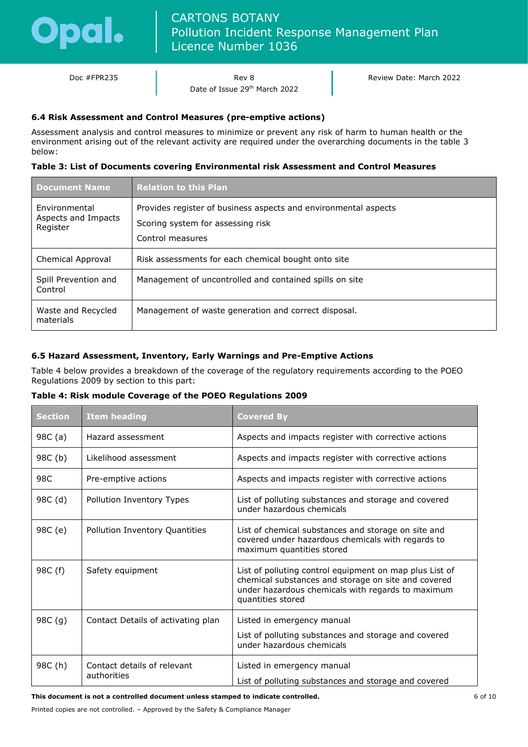### 6.4 Risk Assessment and Control Measures (pre-emptive actions)

Assessment analysis and control measures to minimize or prevent any risk of harm to human health or the environment arising out of the relevant activity are required under the overarching documents in the table 3 below:

**Table 3: List of Documents covering Environmental risk Assessment and Control Measures**

| Document Name | Relation to this Plan |
|---|---|
| Environmental Aspects and Impacts Register | Provides register of business aspects and environmental aspects<br>Scoring system for assessing risk<br>Control measures |
| Chemical Approval | Risk assessments for each chemical bought onto site |
| Spill Prevention and Control | Management of uncontrolled and contained spills on site |
| Waste and Recycled materials | Management of waste generation and correct disposal. |

### 6.5 Hazard Assessment, Inventory, Early Warnings and Pre-Emptive Actions

Table 4 below provides a breakdown of the coverage of the regulatory requirements according to the POEO Regulations 2009 by section to this part:

**Table 4: Risk module Coverage of the POEO Regulations 2009**

| Section | Item heading | Covered By |
|---|---|---|
| 98C (a) | Hazard assessment | Aspects and impacts register with corrective actions |
| 98C (b) | Likelihood assessment | Aspects and impacts register with corrective actions |
| 98C | Pre-emptive actions | Aspects and impacts register with corrective actions |
| 98C (d) | Pollution Inventory Types | List of polluting substances and storage and covered under hazardous chemicals |
| 98C (e) | Pollution Inventory Quantities | List of chemical substances and storage on site and covered under hazardous chemicals with regards to maximum quantities stored |
| 98C (f) | Safety equipment | List of polluting control equipment on map plus List of chemical substances and storage on site and covered under hazardous chemicals with regards to maximum quantities stored |
| 98C (g) | Contact Details of activating plan | Listed in emergency manual<br>List of polluting substances and storage and covered under hazardous chemicals |
| 98C (h) | Contact details of relevant authorities | Listed in emergency manual<br>List of polluting substances and storage and covered |

**This document is not a controlled document unless stamped to indicate controlled.**

Printed copies are not controlled. – Approved by the Safety & Compliance Manager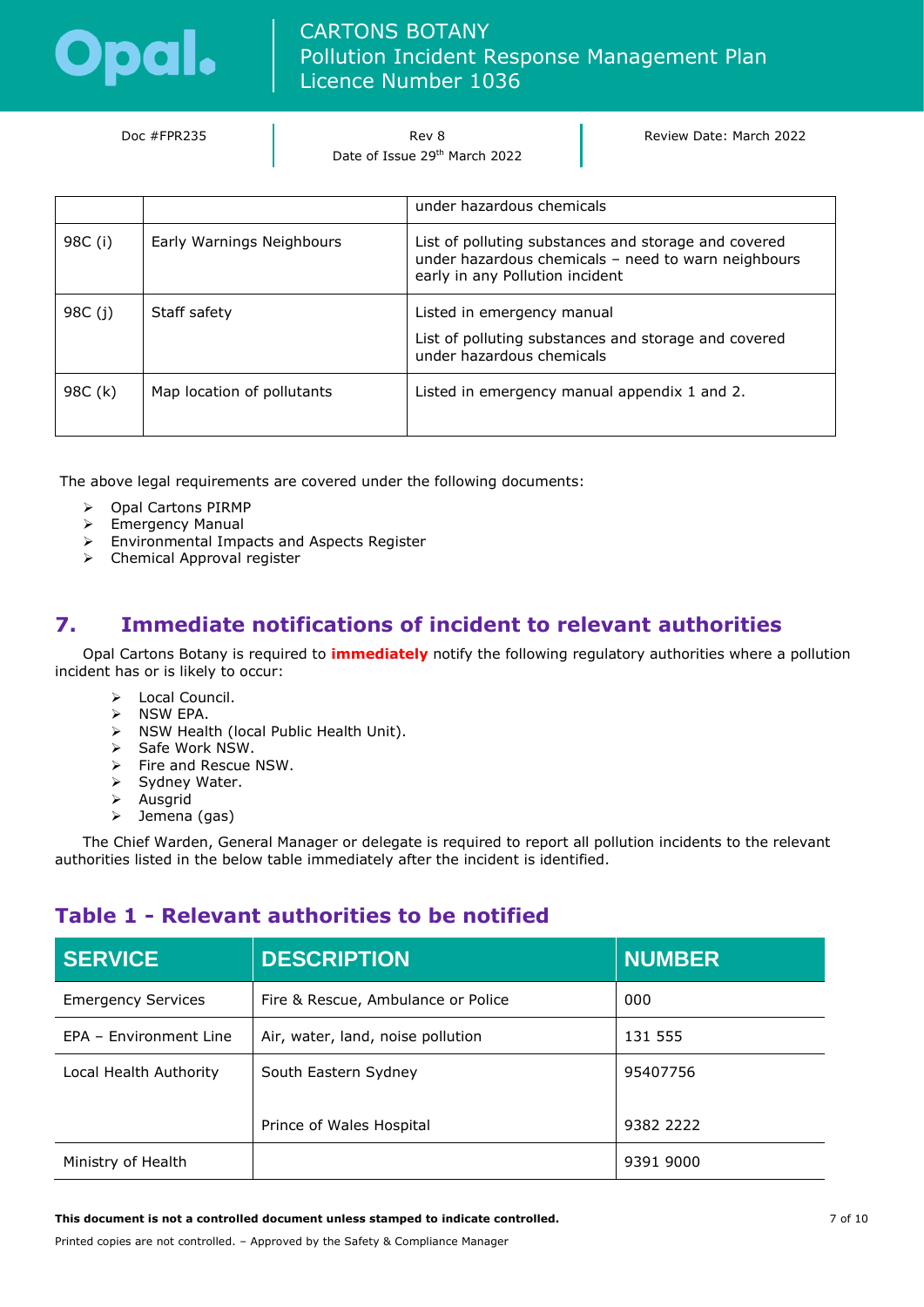|  |  | under hazardous chemicals |
|---|---|---|
| 98C (i) | Early Warnings Neighbours | List of polluting substances and storage and covered under hazardous chemicals – need to warn neighbours early in any Pollution incident |
| 98C (j) | Staff safety | Listed in emergency manual<br><br>List of polluting substances and storage and covered under hazardous chemicals |
| 98C (k) | Map location of pollutants | Listed in emergency manual appendix 1 and 2. |

The above legal requirements are covered under the following documents:

- Opal Cartons PIRMP
- Emergency Manual
- Environmental Impacts and Aspects Register
- Chemical Approval register

## 7. Immediate notifications of incident to relevant authorities

Opal Cartons Botany is required to **immediately** notify the following regulatory authorities where a pollution incident has or is likely to occur:

- Local Council.
- NSW EPA.
- NSW Health (local Public Health Unit).
- Safe Work NSW.
- Fire and Rescue NSW.
- Sydney Water.
- Ausgrid
- Jemena (gas)

The Chief Warden, General Manager or delegate is required to report all pollution incidents to the relevant authorities listed in the below table immediately after the incident is identified.

## Table 1 - Relevant authorities to be notified

| SERVICE | DESCRIPTION | NUMBER |
|---|---|---|
| Emergency Services | Fire & Rescue, Ambulance or Police | 000 |
| EPA – Environment Line | Air, water, land, noise pollution | 131 555 |
| Local Health Authority | South Eastern Sydney<br><br>Prince of Wales Hospital | 95407756<br><br>9382 2222 |
| Ministry of Health |  | 9391 9000 |

**This document is not a controlled document unless stamped to indicate controlled.**

Printed copies are not controlled. – Approved by the Safety & Compliance Manager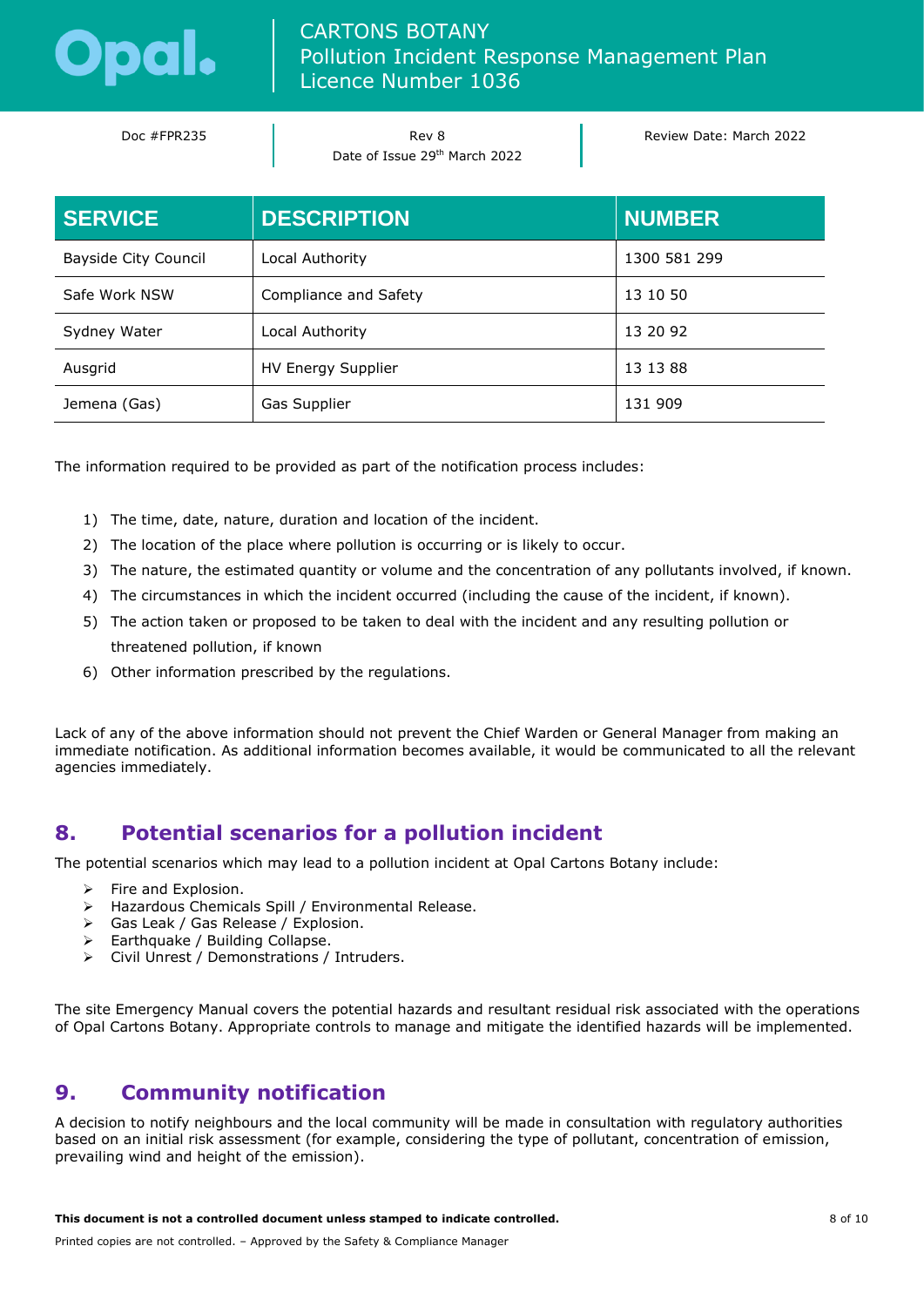| SERVICE | DESCRIPTION | NUMBER |
|---|---|---|
| Bayside City Council | Local Authority | 1300 581 299 |
| Safe Work NSW | Compliance and Safety | 13 10 50 |
| Sydney Water | Local Authority | 13 20 92 |
| Ausgrid | HV Energy Supplier | 13 13 88 |
| Jemena (Gas) | Gas Supplier | 131 909 |

The information required to be provided as part of the notification process includes:

1) The time, date, nature, duration and location of the incident.
2) The location of the place where pollution is occurring or is likely to occur.
3) The nature, the estimated quantity or volume and the concentration of any pollutants involved, if known.
4) The circumstances in which the incident occurred (including the cause of the incident, if known).
5) The action taken or proposed to be taken to deal with the incident and any resulting pollution or threatened pollution, if known
6) Other information prescribed by the regulations.

Lack of any of the above information should not prevent the Chief Warden or General Manager from making an immediate notification. As additional information becomes available, it would be communicated to all the relevant agencies immediately.

## 8. Potential scenarios for a pollution incident

The potential scenarios which may lead to a pollution incident at Opal Cartons Botany include:

- Fire and Explosion.
- Hazardous Chemicals Spill / Environmental Release.
- Gas Leak / Gas Release / Explosion.
- Earthquake / Building Collapse.
- Civil Unrest / Demonstrations / Intruders.

The site Emergency Manual covers the potential hazards and resultant residual risk associated with the operations of Opal Cartons Botany. Appropriate controls to manage and mitigate the identified hazards will be implemented.

## 9. Community notification

A decision to notify neighbours and the local community will be made in consultation with regulatory authorities based on an initial risk assessment (for example, considering the type of pollutant, concentration of emission, prevailing wind and height of the emission).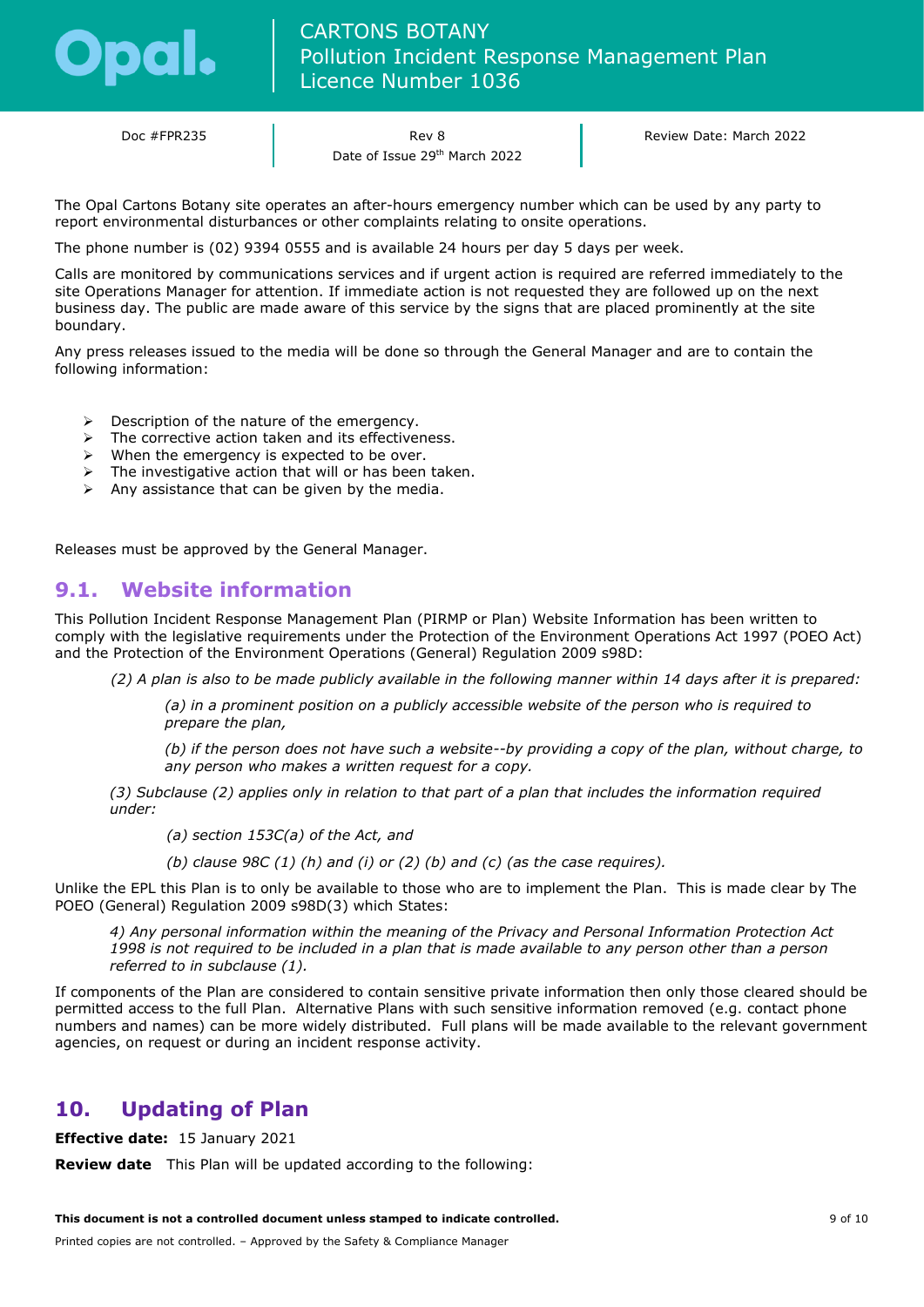The Opal Cartons Botany site operates an after-hours emergency number which can be used by any party to report environmental disturbances or other complaints relating to onsite operations.

The phone number is (02) 9394 0555 and is available 24 hours per day 5 days per week.

Calls are monitored by communications services and if urgent action is required are referred immediately to the site Operations Manager for attention. If immediate action is not requested they are followed up on the next business day. The public are made aware of this service by the signs that are placed prominently at the site boundary.

Any press releases issued to the media will be done so through the General Manager and are to contain the following information:

- Description of the nature of the emergency.
- The corrective action taken and its effectiveness.
- When the emergency is expected to be over.
- The investigative action that will or has been taken.
- Any assistance that can be given by the media.

Releases must be approved by the General Manager.

## 9.1. Website information

This Pollution Incident Response Management Plan (PIRMP or Plan) Website Information has been written to comply with the legislative requirements under the Protection of the Environment Operations Act 1997 (POEO Act) and the Protection of the Environment Operations (General) Regulation 2009 s98D:

> *(2) A plan is also to be made publicly available in the following manner within 14 days after it is prepared:*
>
> > *(a) in a prominent position on a publicly accessible website of the person who is required to prepare the plan,*
> >
> > *(b) if the person does not have such a website--by providing a copy of the plan, without charge, to any person who makes a written request for a copy.*
>
> *(3) Subclause (2) applies only in relation to that part of a plan that includes the information required under:*
>
> > *(a) section 153C(a) of the Act, and*
> >
> > *(b) clause 98C (1) (h) and (i) or (2) (b) and (c) (as the case requires).*

Unlike the EPL this Plan is to only be available to those who are to implement the Plan. This is made clear by The POEO (General) Regulation 2009 s98D(3) which States:

> *4) Any personal information within the meaning of the Privacy and Personal Information Protection Act 1998 is not required to be included in a plan that is made available to any person other than a person referred to in subclause (1).*

If components of the Plan are considered to contain sensitive private information then only those cleared should be permitted access to the full Plan. Alternative Plans with such sensitive information removed (e.g. contact phone numbers and names) can be more widely distributed. Full plans will be made available to the relevant government agencies, on request or during an incident response activity.

# 10. Updating of Plan

**Effective date:** 15 January 2021

**Review date** This Plan will be updated according to the following: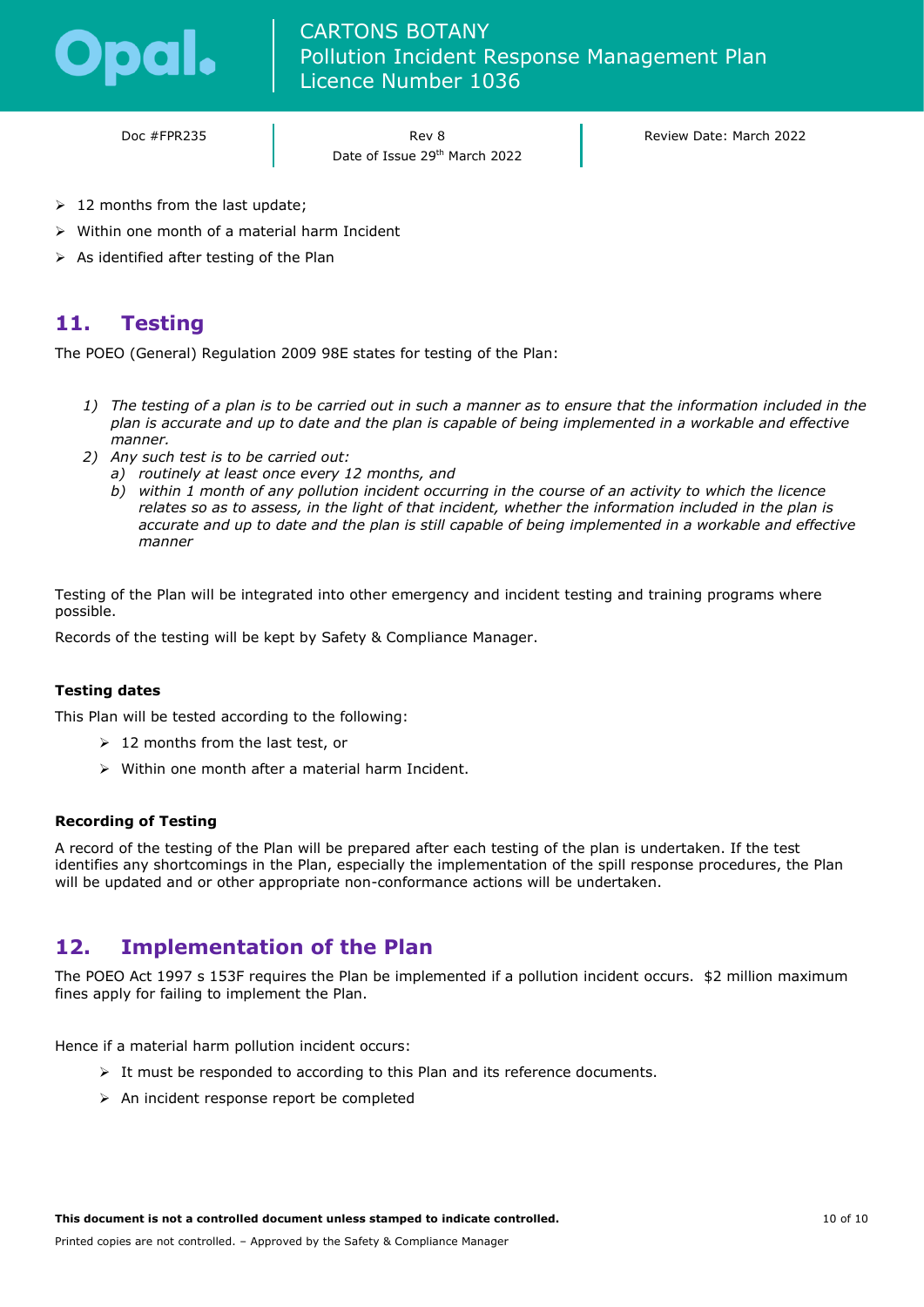- 12 months from the last update;
- Within one month of a material harm Incident
- As identified after testing of the Plan

## 11. Testing

The POEO (General) Regulation 2009 98E states for testing of the Plan:

1) *The testing of a plan is to be carried out in such a manner as to ensure that the information included in the plan is accurate and up to date and the plan is capable of being implemented in a workable and effective manner.*
2) *Any such test is to be carried out:*
   a) *routinely at least once every 12 months, and*
   b) *within 1 month of any pollution incident occurring in the course of an activity to which the licence relates so as to assess, in the light of that incident, whether the information included in the plan is accurate and up to date and the plan is still capable of being implemented in a workable and effective manner*

Testing of the Plan will be integrated into other emergency and incident testing and training programs where possible.

Records of the testing will be kept by Safety & Compliance Manager.

**Testing dates**

This Plan will be tested according to the following:

- 12 months from the last test, or
- Within one month after a material harm Incident.

**Recording of Testing**

A record of the testing of the Plan will be prepared after each testing of the plan is undertaken. If the test identifies any shortcomings in the Plan, especially the implementation of the spill response procedures, the Plan will be updated and or other appropriate non-conformance actions will be undertaken.

## 12. Implementation of the Plan

The POEO Act 1997 s 153F requires the Plan be implemented if a pollution incident occurs. $2 million maximum fines apply for failing to implement the Plan.

Hence if a material harm pollution incident occurs:

- It must be responded to according to this Plan and its reference documents.
- An incident response report be completed